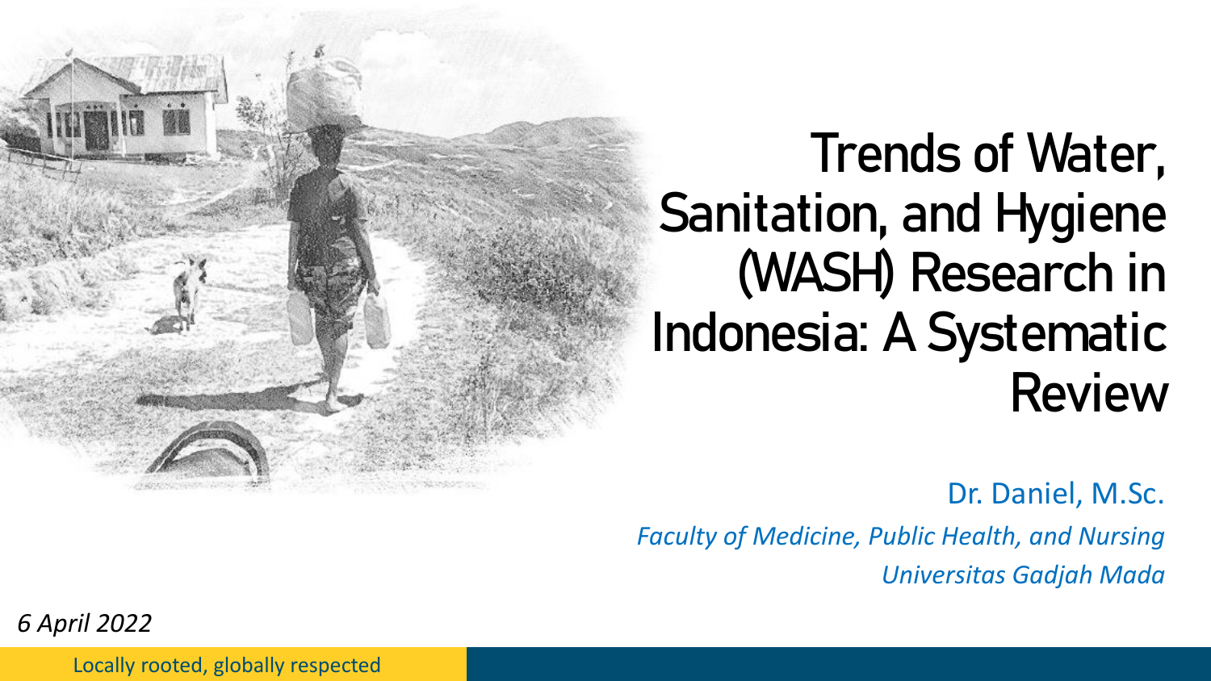# Trends of Water, Sanitation, and Hygiene (WASH) Research in Indonesia: A Systematic Review

Dr. Daniel, M.Sc.

*Faculty of Medicine, Public Health, and Nursing*

*Universitas Gadjah Mada*

*6 April 2022*

Locally rooted, globally respected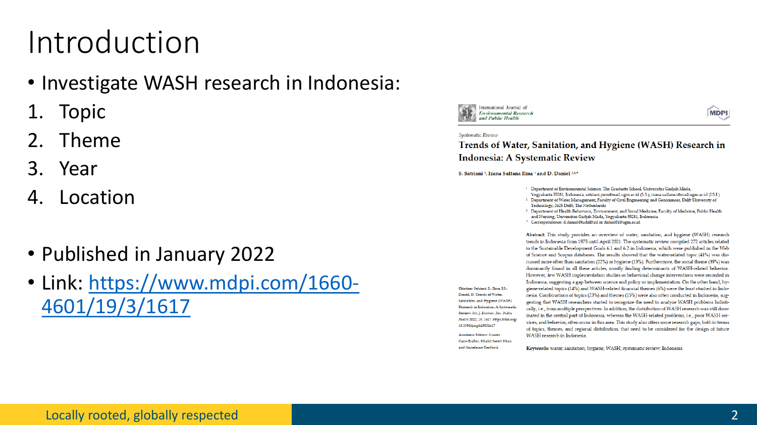# Introduction

- Investigate WASH research in Indonesia:

1. Topic
2. Theme
3. Year
4. Location

- Published in January 2022
- Link: [https://www.mdpi.com/1660-4601/19/3/1617](https://www.mdpi.com/1660-4601/19/3/1617)

International Journal of *Environmental Research and Public Health*

MDPI

*Systematic Review*

**Trends of Water, Sanitation, and Hygiene (WASH) Research in Indonesia: A Systematic Review**

**S. Satriani [1], Izana Saffana Ilma [1] and D. Daniel [2,3,*]**

[1] Department of Environmental Science, The Graduate School, Universitas Gadjah Mada, Yogyakarta 55281, Indonesia; satriani.pmu@mail.ugm.ac.id (S.S.); izana.saffana.i@mail.ugm.ac.id (I.S.I.)

[2] Department of Water Management, Faculty of Civil Engineering and Geosciences, Delft University of Technology, 2628 Delft, The Netherlands

[3] Department of Health Behaviour, Environment, and Social Medicine, Faculty of Medicine, Public Health and Nursing, Universitas Gadjah Mada, Yogyakarta 55281, Indonesia

\* Correspondence: d.daniel@tudelft.nl or daniel01@ugm.ac.id

**Abstract:** This study provides an overview of water, sanitation, and hygiene (WASH) research trends in Indonesia from 1975 until April 2021. The systematic review compiled 272 articles related to the Sustainable Development Goals 6.1 and 6.2 in Indonesia, which were published in the Web of Science and Scopus databases. The results showed that the water-related topic (41%) was discussed more often than sanitation (22%) or hygiene (13%). Furthermore, the social theme (39%) was dominantly found in all these articles, mostly finding determinants of WASH-related behavior. However, few WASH implementation studies or behavioral change interventions were recorded in Indonesia, suggesting a gap between science and policy or implementation. On the other hand, hygiene-related topics (14%) and WASH-related financial themes (6%) were the least studied in Indonesia. Combinations of topics (23%) and themes (15%) were also often conducted in Indonesia, suggesting that WASH researchers started to recognize the need to analyze WASH problems holistically, i.e., from multiple perspectives. In addition, the distribution of WASH research was still dominated in the central part of Indonesia, whereas the WASH-related problems, i.e., poor WASH services, and behavior, often occur in this area. This study also offers some research gaps, both in terms of topics, themes, and regional distribution, that need to be considered for the design of future WASH research in Indonesia.

**Keywords:** water; sanitation; hygiene; WASH; systematic review; Indonesia

**Citation:** Satriani, S.; Ilma, I.S.; Daniel, D. Trends of Water, Sanitation, and Hygiene (WASH) Research in Indonesia: A Systematic Review. *Int. J. Environ. Res. Public Health* 2022, 19, 1617. https://doi.org/10.3390/ijerph19031617

Academic Editors: Naomi Cano-Ibáñez, Khalid Saeed Khan and Annalaura Carducci

Locally rooted, globally respected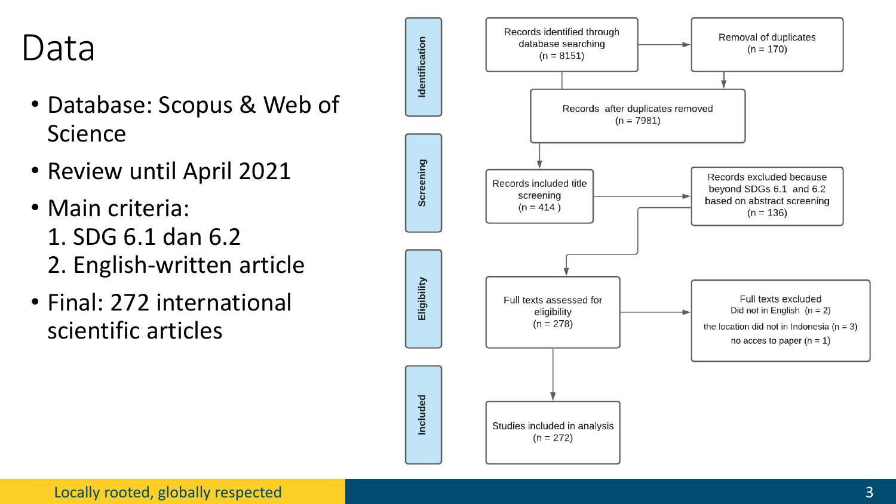# Data

- Database: Scopus & Web of Science
- Review until April 2021
- Main criteria:
  1. SDG 6.1 dan 6.2
  2. English-written article
- Final: 272 international scientific articles

**Identification**

Records identified through database searching (n = 8151)

Removal of duplicates (n = 170)

Records after duplicates removed (n = 7981)

**Screening**

Records included title screening (n = 414 )

Records excluded because beyond SDGs 6.1 and 6.2 based on abstract screening (n = 136)

**Eligibility**

Full texts assessed for eligibility (n = 278)

Full texts excluded
Did not in English (n = 2)
the location did not in Indonesia (n = 3)
no acces to paper (n = 1)

**Included**

Studies included in analysis (n = 272)

Locally rooted, globally respected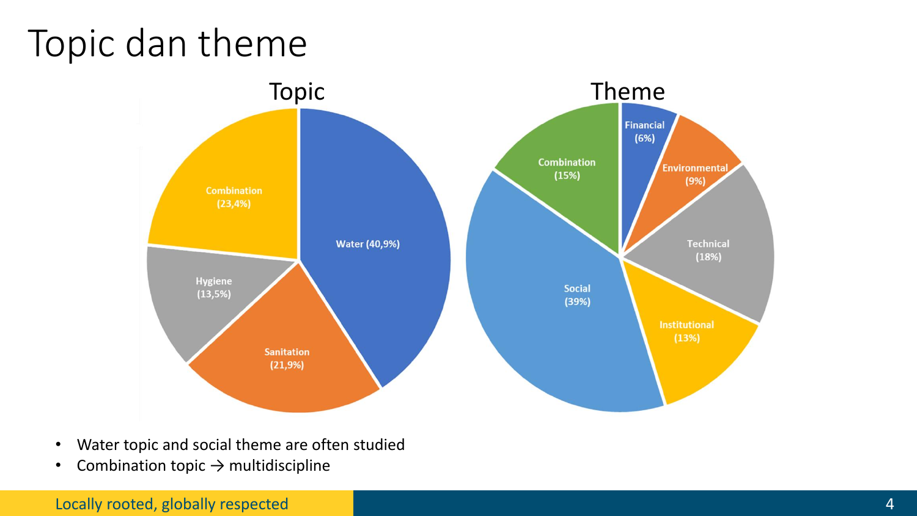# Topic dan theme

**Topic**

- Water (40,9%)
- Sanitation (21,9%)
- Hygiene (13,5%)
- Combination (23,4%)

**Theme**

- Financial (6%)
- Environmental (9%)
- Technical (18%)
- Institutional (13%)
- Social (39%)
- Combination (15%)

- Water topic and social theme are often studied
- Combination topic → multidiscipline

Locally rooted, globally respected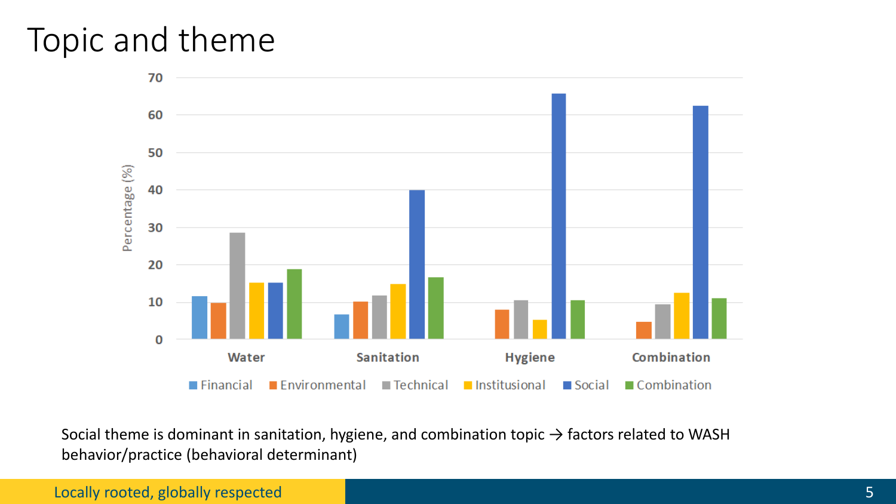# Topic and theme

Social theme is dominant in sanitation, hygiene, and combination topic → factors related to WASH behavior/practice (behavioral determinant)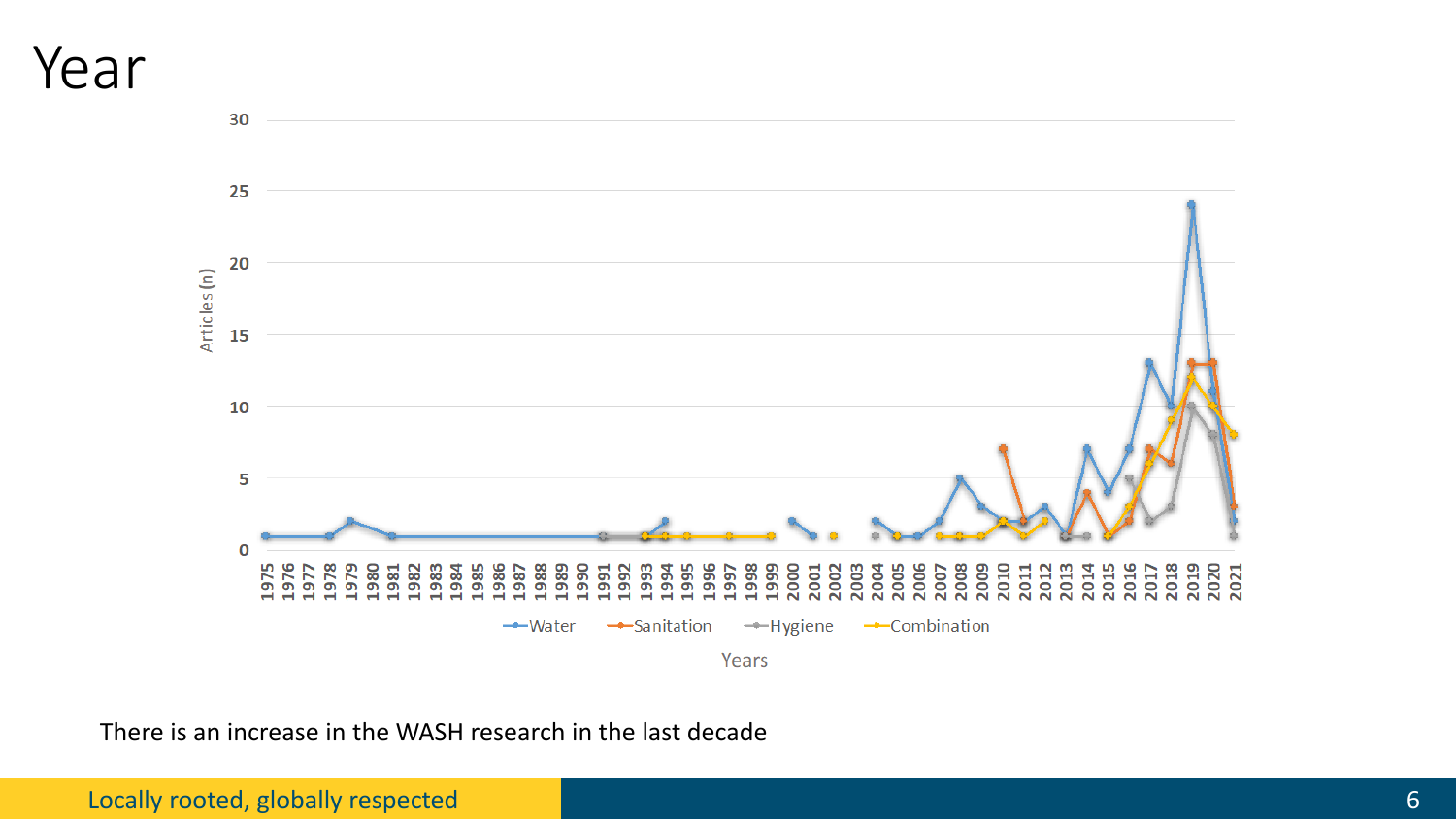# Year

There is an increase in the WASH research in the last decade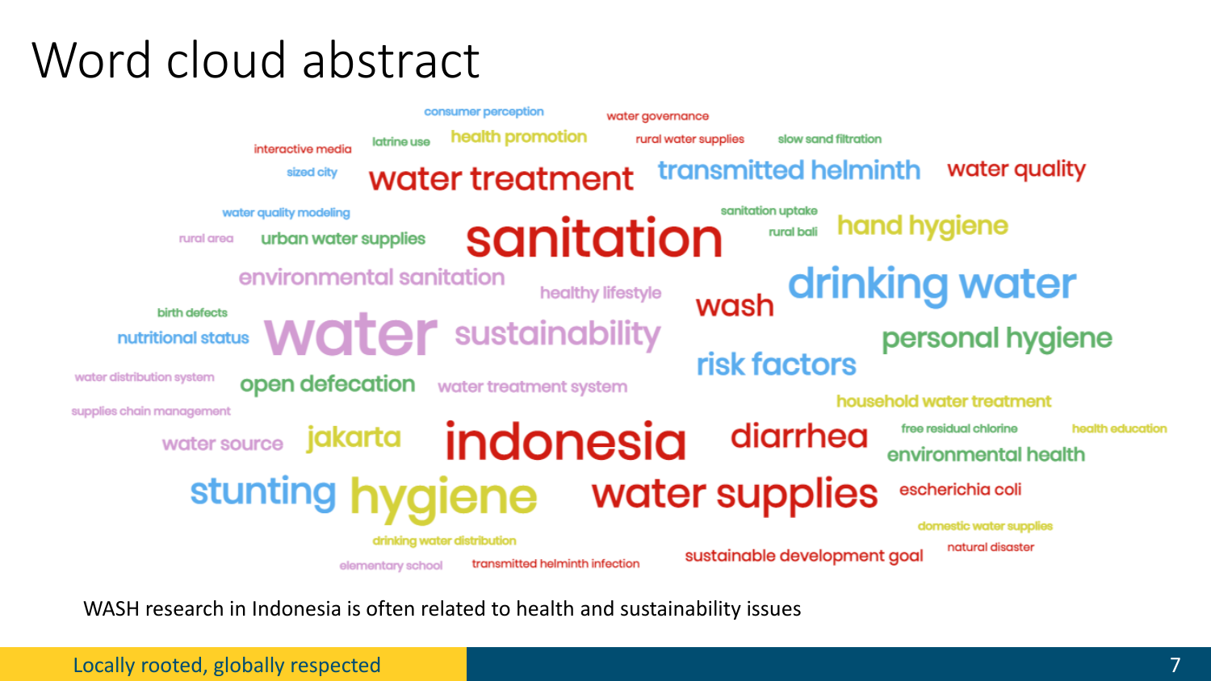# Word cloud abstract

consumer perception
water governance
interactive media
latrine use
health promotion
rural water supplies
slow sand filtration
sized city
water treatment
transmitted helminth
water quality
water quality modeling
sanitation uptake
rural area
urban water supplies
sanitation
rural bali
hand hygiene
environmental sanitation
healthy lifestyle
wash
drinking water
birth defects
nutritional status
water
sustainability
personal hygiene
risk factors
water distribution system
open defecation
water treatment system
household water treatment
supplies chain management
water source
jakarta
indonesia
diarrhea
free residual chlorine
health education
environmental health
stunting
hygiene
water supplies
escherichia coli
domestic water supplies
drinking water distribution
natural disaster
sustainable development goal
elementary school
transmitted helminth infection

WASH research in Indonesia is often related to health and sustainability issues

Locally rooted, globally respected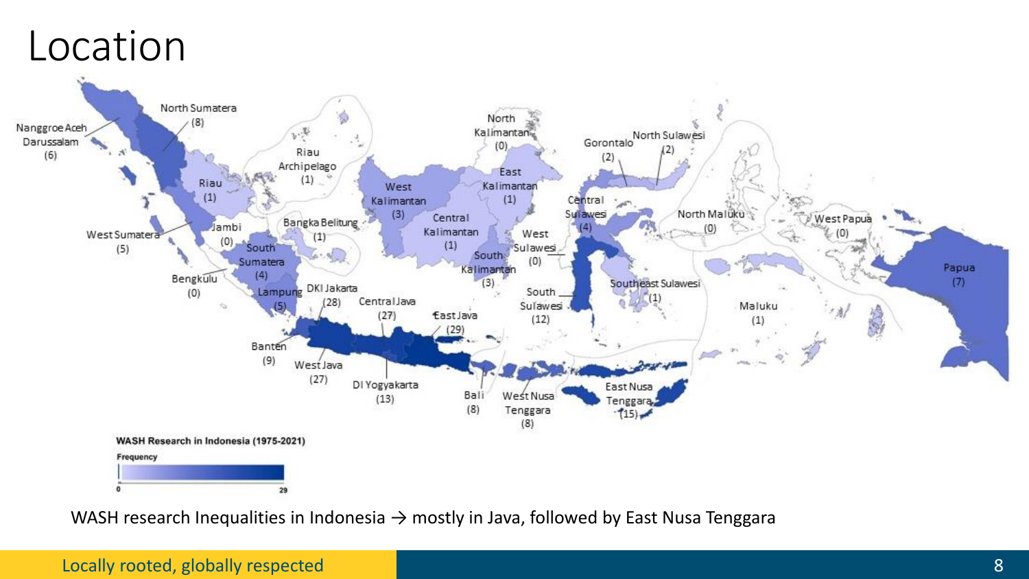# Location

Nanggroe Aceh Darussalam (6)
North Sumatera (8)
Riau (1)
Riau Archipelago (1)
West Sumatera (5)
Jambi (0)
Bangka Belitung (1)
South Sumatera (4)
Bengkulu (0)
Lampung (5)
DKI Jakarta (28)
Banten (9)
West Java (27)
Central Java (27)
DI Yogyakarta (13)
East Java (29)
Bali (8)
West Nusa Tenggara (8)
East Nusa Tenggara (15)
North Kalimantan (0)
East Kalimantan (1)
West Kalimantan (3)
Central Kalimantan (1)
South Kalimantan (3)
West Sulawesi (0)
South Sulawesi (12)
Central Sulawesi (4)
Gorontalo (2)
North Sulawesi (2)
Southeast Sulawesi (1)
North Maluku (0)
Maluku (1)
West Papua (0)
Papua (7)

**WASH Research in Indonesia (1975-2021)**

**Frequency**

0 — 29

WASH research Inequalities in Indonesia → mostly in Java, followed by East Nusa Tenggara

Locally rooted, globally respected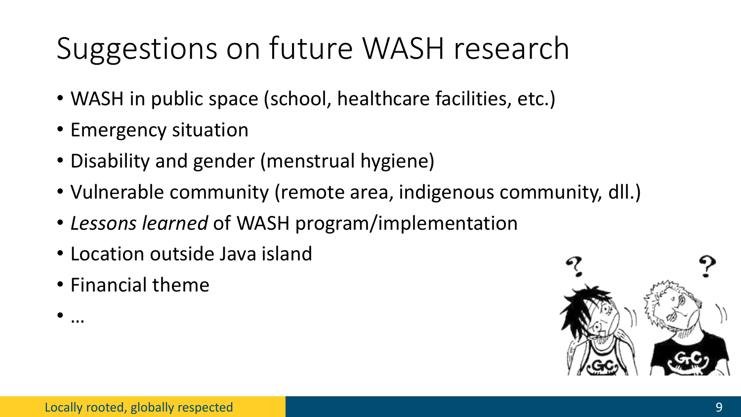# Suggestions on future WASH research

- WASH in public space (school, healthcare facilities, etc.)
- Emergency situation
- Disability and gender (menstrual hygiene)
- Vulnerable community (remote area, indigenous community, dll.)
- *Lessons learned* of WASH program/implementation
- Location outside Java island
- Financial theme
- …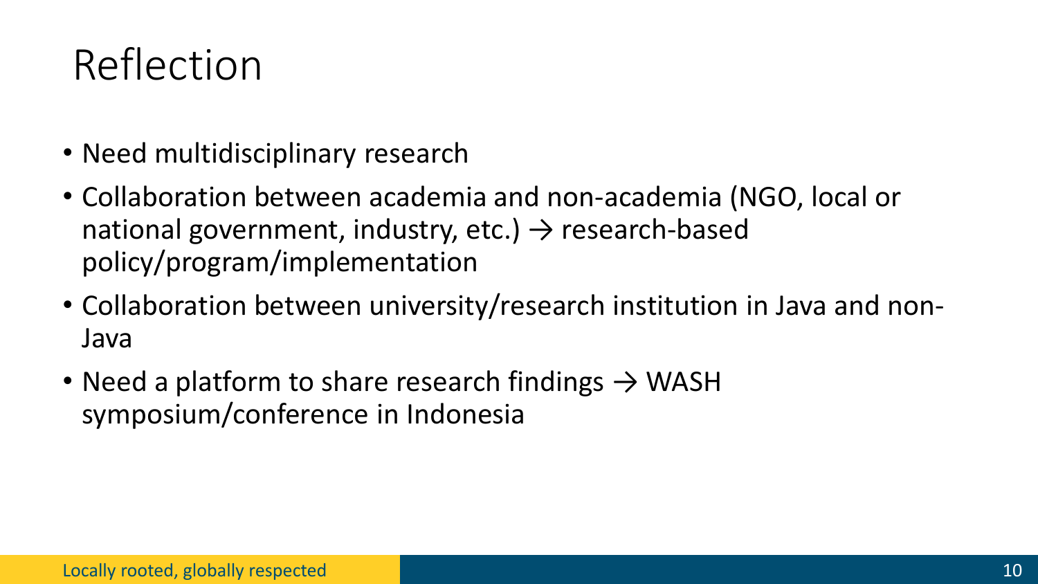# Reflection

- Need multidisciplinary research
- Collaboration between academia and non-academia (NGO, local or national government, industry, etc.) → research-based policy/program/implementation
- Collaboration between university/research institution in Java and non-Java
- Need a platform to share research findings → WASH symposium/conference in Indonesia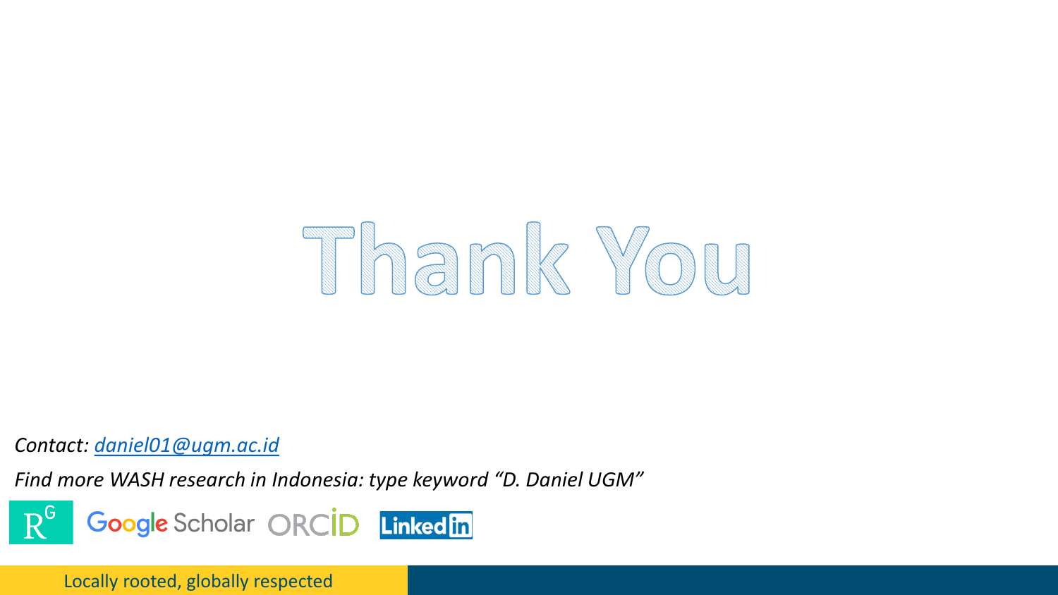# Thank You

*Contact: [daniel01@ugm.ac.id](mailto:daniel01@ugm.ac.id)*

*Find more WASH research in Indonesia: type keyword "D. Daniel UGM"*

Google Scholar ORCID LinkedIn

Locally rooted, globally respected